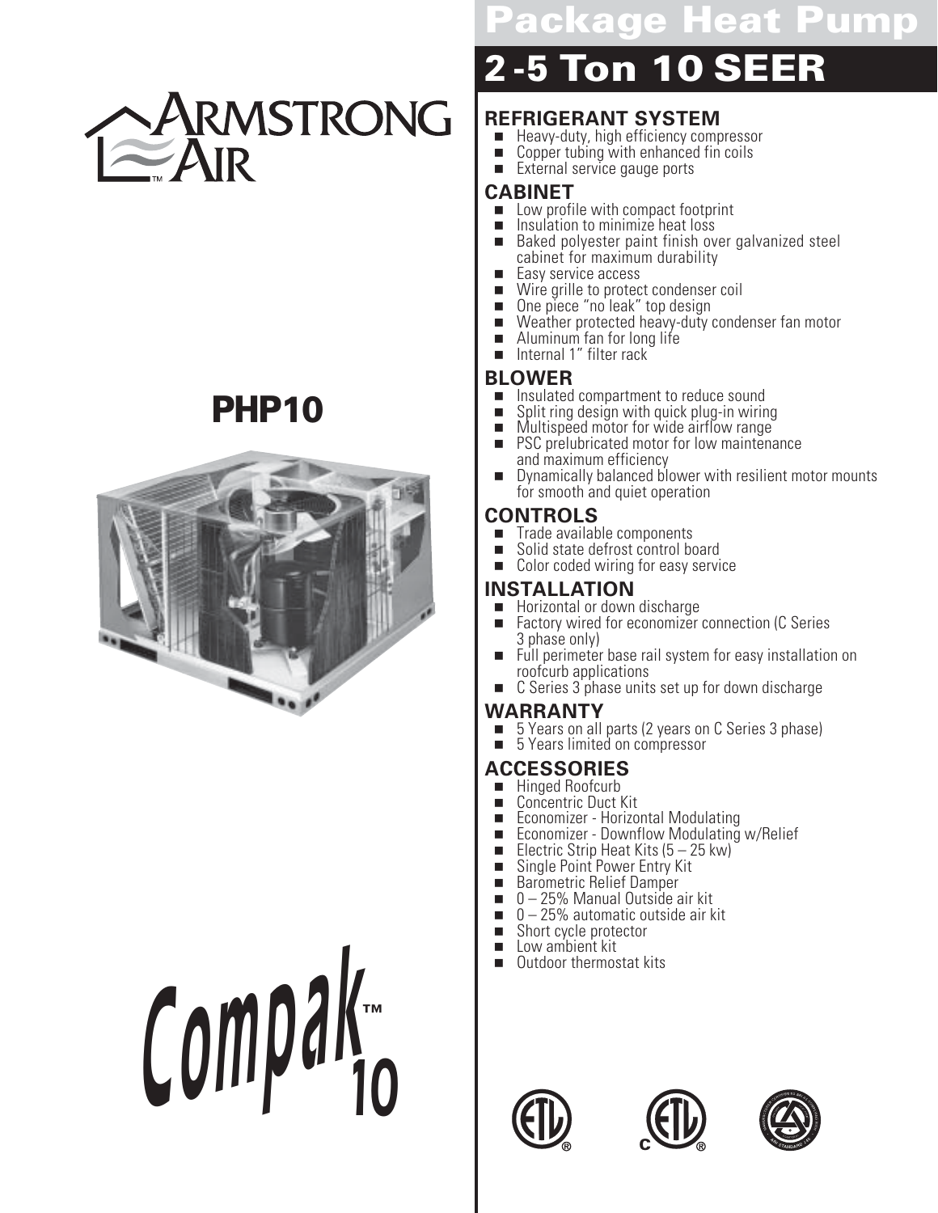ARMSTRONG AIR

# PHP10

Compak™ 10

# Package Heat Pump

## 2-5 Ton 10 SEER

### REFRIGERANT SYSTEM

- Heavy-duty, high efficiency compressor
- Copper tubing with enhanced fin coils
- External service gauge ports

### CABINET

- Low profile with compact footprint
- Insulation to minimize heat loss
- Baked polyester paint finish over galvanized steel cabinet for maximum durability
- Easy service access
- Wire grille to protect condenser coil
- One piece "no leak" top design
- Weather protected heavy-duty condenser fan motor
- Aluminum fan for long life
- Internal 1" filter rack

### BLOWER

- Insulated compartment to reduce sound
- Split ring design with quick plug-in wiring
- Multispeed motor for wide airflow range
- PSC prelubricated motor for low maintenance and maximum efficiency
- Dynamically balanced blower with resilient motor mounts for smooth and quiet operation

### CONTROLS

- Trade available components
- Solid state defrost control board
- Color coded wiring for easy service

### INSTALLATION

- Horizontal or down discharge
- Factory wired for economizer connection (C Series 3 phase only)
- Full perimeter base rail system for easy installation on roofcurb applications
- C Series 3 phase units set up for down discharge

### WARRANTY

- 5 Years on all parts (2 years on C Series 3 phase)
- 5 Years limited on compressor

### ACCESSORIES

- Hinged Roofcurb
- Concentric Duct Kit
- Economizer - Horizontal Modulating
- Economizer - Downflow Modulating w/Relief
- Electric Strip Heat Kits (5 – 25 kw)
- Single Point Power Entry Kit
- Barometric Relief Damper
- 0 – 25% Manual Outside air kit
- 0 – 25% automatic outside air kit
- Short cycle protector
- Low ambient kit
- Outdoor thermostat kits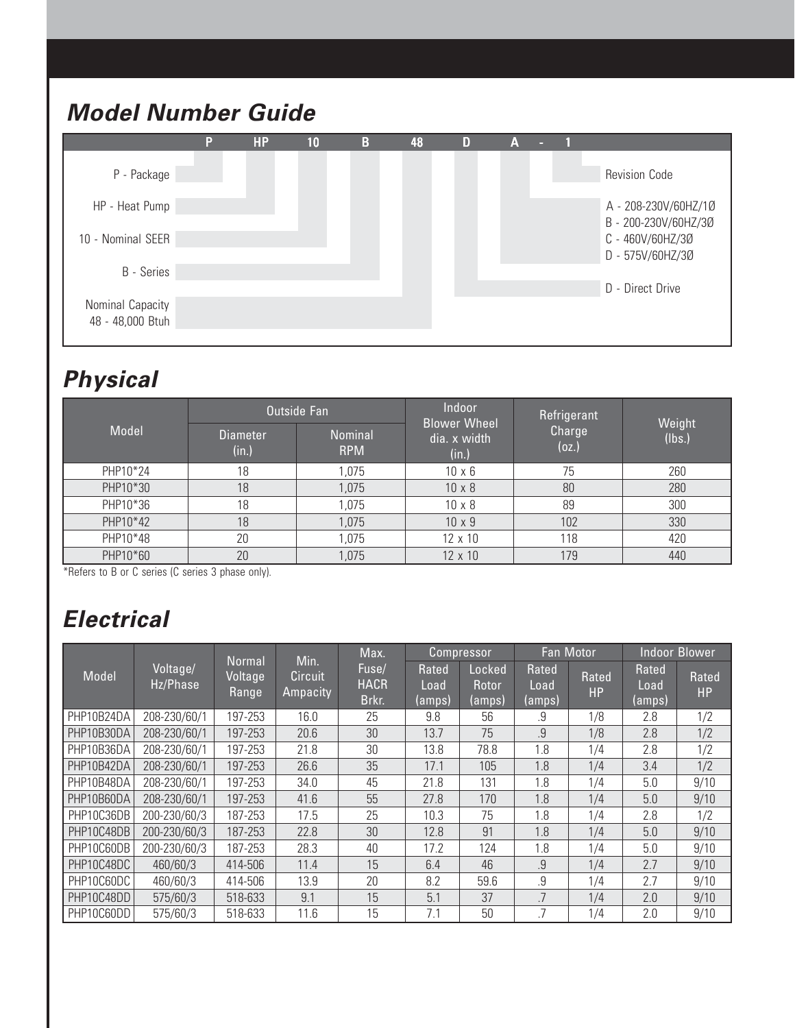## Model Number Guide

P HP 10 B 48 D A - 1

- P - Package
- HP - Heat Pump
- 10 - Nominal SEER
- B - Series
- Nominal Capacity 48 - 48,000 Btuh
- D - Direct Drive
- A - 208-230V/60HZ/1Ø
- B - 200-230V/60HZ/3Ø
- C - 460V/60HZ/3Ø
- D - 575V/60HZ/3Ø
- Revision Code

## Physical

| Model | Outside Fan | | Indoor Blower Wheel dia. x width (in.) | Refrigerant Charge (oz.) | Weight (lbs.) |
|---|---|---|---|---|---|
| | Diameter (in.) | Nominal RPM | | | |
| PHP10*24 | 18 | 1,075 | 10 x 6 | 75 | 260 |
| PHP10*30 | 18 | 1,075 | 10 x 8 | 80 | 280 |
| PHP10*36 | 18 | 1,075 | 10 x 8 | 89 | 300 |
| PHP10*42 | 18 | 1,075 | 10 x 9 | 102 | 330 |
| PHP10*48 | 20 | 1,075 | 12 x 10 | 118 | 420 |
| PHP10*60 | 20 | 1,075 | 12 x 10 | 179 | 440 |

*Refers to B or C series (C series 3 phase only).

## Electrical

| Model | Voltage/ Hz/Phase | Normal Voltage Range | Min. Circuit Ampacity | Max. Fuse/ HACR Brkr. | Compressor | | Fan Motor | | Indoor Blower | |
|---|---|---|---|---|---|---|---|---|---|---|
| | | | | | Rated Load (amps) | Locked Rotor (amps) | Rated Load (amps) | Rated HP | Rated Load (amps) | Rated HP |
| PHP10B24DA | 208-230/60/1 | 197-253 | 16.0 | 25 | 9.8 | 56 | .9 | 1/8 | 2.8 | 1/2 |
| PHP10B30DA | 208-230/60/1 | 197-253 | 20.6 | 30 | 13.7 | 75 | .9 | 1/8 | 2.8 | 1/2 |
| PHP10B36DA | 208-230/60/1 | 197-253 | 21.8 | 30 | 13.8 | 78.8 | 1.8 | 1/4 | 2.8 | 1/2 |
| PHP10B42DA | 208-230/60/1 | 197-253 | 26.6 | 35 | 17.1 | 105 | 1.8 | 1/4 | 3.4 | 1/2 |
| PHP10B48DA | 208-230/60/1 | 197-253 | 34.0 | 45 | 21.8 | 131 | 1.8 | 1/4 | 5.0 | 9/10 |
| PHP10B60DA | 208-230/60/1 | 197-253 | 41.6 | 55 | 27.8 | 170 | 1.8 | 1/4 | 5.0 | 9/10 |
| PHP10C36DB | 200-230/60/3 | 187-253 | 17.5 | 25 | 10.3 | 75 | 1.8 | 1/4 | 2.8 | 1/2 |
| PHP10C48DB | 200-230/60/3 | 187-253 | 22.8 | 30 | 12.8 | 91 | 1.8 | 1/4 | 5.0 | 9/10 |
| PHP10C60DB | 200-230/60/3 | 187-253 | 28.3 | 40 | 17.2 | 124 | 1.8 | 1/4 | 5.0 | 9/10 |
| PHP10C48DC | 460/60/3 | 414-506 | 11.4 | 15 | 6.4 | 46 | .9 | 1/4 | 2.7 | 9/10 |
| PHP10C60DC | 460/60/3 | 414-506 | 13.9 | 20 | 8.2 | 59.6 | .9 | 1/4 | 2.7 | 9/10 |
| PHP10C48DD | 575/60/3 | 518-633 | 9.1 | 15 | 5.1 | 37 | .7 | 1/4 | 2.0 | 9/10 |
| PHP10C60DD | 575/60/3 | 518-633 | 11.6 | 15 | 7.1 | 50 | .7 | 1/4 | 2.0 | 9/10 |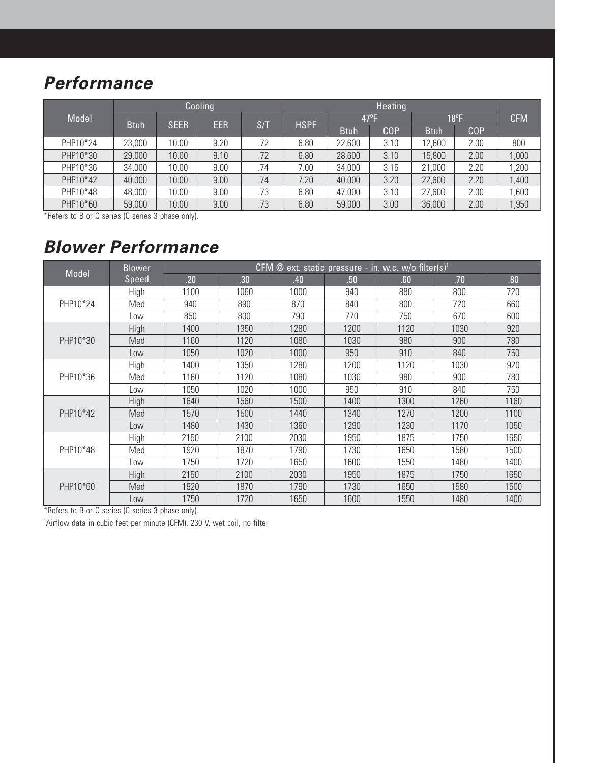## *Performance*

| Model | Cooling | | | | Heating | | | | | CFM |
|---|---|---|---|---|---|---|---|---|---|---|
| | Btuh | SEER | EER | S/T | HSPF | 47°F | | 18°F | | |
| | | | | | | Btuh | COP | Btuh | COP | |
| PHP10*24 | 23,000 | 10.00 | 9.20 | .72 | 6.80 | 22,600 | 3.10 | 12,600 | 2.00 | 800 |
| PHP10*30 | 29,000 | 10.00 | 9.10 | .72 | 6.80 | 28,600 | 3.10 | 15,800 | 2.00 | 1,000 |
| PHP10*36 | 34,000 | 10.00 | 9.00 | .74 | 7.00 | 34,000 | 3.15 | 21,000 | 2.20 | 1,200 |
| PHP10*42 | 40,000 | 10.00 | 9.00 | .74 | 7.20 | 40,000 | 3.20 | 22,600 | 2.20 | 1,400 |
| PHP10*48 | 48,000 | 10.00 | 9.00 | .73 | 6.80 | 47,000 | 3.10 | 27,600 | 2.00 | 1,600 |
| PHP10*60 | 59,000 | 10.00 | 9.00 | .73 | 6.80 | 59,000 | 3.00 | 36,000 | 2.00 | 1,950 |

*Refers to B or C series (C series 3 phase only).

## *Blower Performance*

| Model | Blower Speed | CFM @ ext. static pressure - in. w.c. w/o filter(s)[1] | | | | | | |
|---|---|---|---|---|---|---|---|---|
| | | .20 | .30 | .40 | .50 | .60 | .70 | .80 |
| PHP10*24 | High | 1100 | 1060 | 1000 | 940 | 880 | 800 | 720 |
| | Med | 940 | 890 | 870 | 840 | 800 | 720 | 660 |
| | Low | 850 | 800 | 790 | 770 | 750 | 670 | 600 |
| PHP10*30 | High | 1400 | 1350 | 1280 | 1200 | 1120 | 1030 | 920 |
| | Med | 1160 | 1120 | 1080 | 1030 | 980 | 900 | 780 |
| | Low | 1050 | 1020 | 1000 | 950 | 910 | 840 | 750 |
| PHP10*36 | High | 1400 | 1350 | 1280 | 1200 | 1120 | 1030 | 920 |
| | Med | 1160 | 1120 | 1080 | 1030 | 980 | 900 | 780 |
| | Low | 1050 | 1020 | 1000 | 950 | 910 | 840 | 750 |
| PHP10*42 | High | 1640 | 1560 | 1500 | 1400 | 1300 | 1260 | 1160 |
| | Med | 1570 | 1500 | 1440 | 1340 | 1270 | 1200 | 1100 |
| | Low | 1480 | 1430 | 1360 | 1290 | 1230 | 1170 | 1050 |
| PHP10*48 | High | 2150 | 2100 | 2030 | 1950 | 1875 | 1750 | 1650 |
| | Med | 1920 | 1870 | 1790 | 1730 | 1650 | 1580 | 1500 |
| | Low | 1750 | 1720 | 1650 | 1600 | 1550 | 1480 | 1400 |
| PHP10*60 | High | 2150 | 2100 | 2030 | 1950 | 1875 | 1750 | 1650 |
| | Med | 1920 | 1870 | 1790 | 1730 | 1650 | 1580 | 1500 |
| | Low | 1750 | 1720 | 1650 | 1600 | 1550 | 1480 | 1400 |

*Refers to B or C series (C series 3 phase only).

[1]Airflow data in cubic feet per minute (CFM), 230 V, wet coil, no filter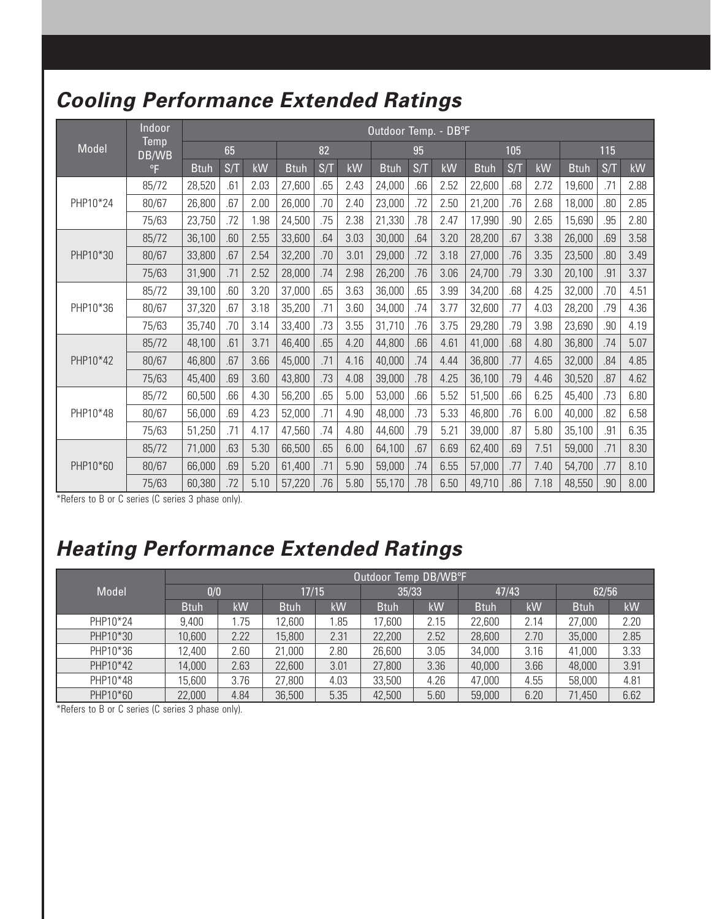## *Cooling Performance Extended Ratings*

| Model | Indoor Temp DB/WB °F | Outdoor Temp. - DB°F | | | | | | | | | | | | | | |
|---|---|---|---|---|---|---|---|---|---|---|---|---|---|---|---|---|
| | | 65 | | | 82 | | | 95 | | | 105 | | | 115 | | |
| | | Btuh | S/T | kW | Btuh | S/T | kW | Btuh | S/T | kW | Btuh | S/T | kW | Btuh | S/T | kW |
| PHP10*24 | 85/72 | 28,520 | .61 | 2.03 | 27,600 | .65 | 2.43 | 24,000 | .66 | 2.52 | 22,600 | .68 | 2.72 | 19,600 | .71 | 2.88 |
| | 80/67 | 26,800 | .67 | 2.00 | 26,000 | .70 | 2.40 | 23,000 | .72 | 2.50 | 21,200 | .76 | 2.68 | 18,000 | .80 | 2.85 |
| | 75/63 | 23,750 | .72 | 1.98 | 24,500 | .75 | 2.38 | 21,330 | .78 | 2.47 | 17,990 | .90 | 2.65 | 15,690 | .95 | 2.80 |
| PHP10*30 | 85/72 | 36,100 | .60 | 2.55 | 33,600 | .64 | 3.03 | 30,000 | .64 | 3.20 | 28,200 | .67 | 3.38 | 26,000 | .69 | 3.58 |
| | 80/67 | 33,800 | .67 | 2.54 | 32,200 | .70 | 3.01 | 29,000 | .72 | 3.18 | 27,000 | .76 | 3.35 | 23,500 | .80 | 3.49 |
| | 75/63 | 31,900 | .71 | 2.52 | 28,000 | .74 | 2.98 | 26,200 | .76 | 3.06 | 24,700 | .79 | 3.30 | 20,100 | .91 | 3.37 |
| PHP10*36 | 85/72 | 39,100 | .60 | 3.20 | 37,000 | .65 | 3.63 | 36,000 | .65 | 3.99 | 34,200 | .68 | 4.25 | 32,000 | .70 | 4.51 |
| | 80/67 | 37,320 | .67 | 3.18 | 35,200 | .71 | 3.60 | 34,000 | .74 | 3.77 | 32,600 | .77 | 4.03 | 28,200 | .79 | 4.36 |
| | 75/63 | 35,740 | .70 | 3.14 | 33,400 | .73 | 3.55 | 31,710 | .76 | 3.75 | 29,280 | .79 | 3.98 | 23,690 | .90 | 4.19 |
| PHP10*42 | 85/72 | 48,100 | .61 | 3.71 | 46,400 | .65 | 4.20 | 44,800 | .66 | 4.61 | 41,000 | .68 | 4.80 | 36,800 | .74 | 5.07 |
| | 80/67 | 46,800 | .67 | 3.66 | 45,000 | .71 | 4.16 | 40,000 | .74 | 4.44 | 36,800 | .77 | 4.65 | 32,000 | .84 | 4.85 |
| | 75/63 | 45,400 | .69 | 3.60 | 43,800 | .73 | 4.08 | 39,000 | .78 | 4.25 | 36,100 | .79 | 4.46 | 30,520 | .87 | 4.62 |
| PHP10*48 | 85/72 | 60,500 | .66 | 4.30 | 56,200 | .65 | 5.00 | 53,000 | .66 | 5.52 | 51,500 | .66 | 6.25 | 45,400 | .73 | 6.80 |
| | 80/67 | 56,000 | .69 | 4.23 | 52,000 | .71 | 4.90 | 48,000 | .73 | 5.33 | 46,800 | .76 | 6.00 | 40,000 | .82 | 6.58 |
| | 75/63 | 51,250 | .71 | 4.17 | 47,560 | .74 | 4.80 | 44,600 | .79 | 5.21 | 39,000 | .87 | 5.80 | 35,100 | .91 | 6.35 |
| PHP10*60 | 85/72 | 71,000 | .63 | 5.30 | 66,500 | .65 | 6.00 | 64,100 | .67 | 6.69 | 62,400 | .69 | 7.51 | 59,000 | .71 | 8.30 |
| | 80/67 | 66,000 | .69 | 5.20 | 61,400 | .71 | 5.90 | 59,000 | .74 | 6.55 | 57,000 | .77 | 7.40 | 54,700 | .77 | 8.10 |
| | 75/63 | 60,380 | .72 | 5.10 | 57,220 | .76 | 5.80 | 55,170 | .78 | 6.50 | 49,710 | .86 | 7.18 | 48,550 | .90 | 8.00 |

*Refers to B or C series (C series 3 phase only).

## *Heating Performance Extended Ratings*

| Model | Outdoor Temp DB/WB°F | | | | | | | | | |
|---|---|---|---|---|---|---|---|---|---|---|
| | 0/0 | | 17/15 | | 35/33 | | 47/43 | | 62/56 | |
| | Btuh | kW | Btuh | kW | Btuh | kW | Btuh | kW | Btuh | kW |
| PHP10*24 | 9,400 | 1.75 | 12,600 | 1.85 | 17,600 | 2.15 | 22,600 | 2.14 | 27,000 | 2.20 |
| PHP10*30 | 10,600 | 2.22 | 15,800 | 2.31 | 22,200 | 2.52 | 28,600 | 2.70 | 35,000 | 2.85 |
| PHP10*36 | 12,400 | 2.60 | 21,000 | 2.80 | 26,600 | 3.05 | 34,000 | 3.16 | 41,000 | 3.33 |
| PHP10*42 | 14,000 | 2.63 | 22,600 | 3.01 | 27,800 | 3.36 | 40,000 | 3.66 | 48,000 | 3.91 |
| PHP10*48 | 15,600 | 3.76 | 27,800 | 4.03 | 33,500 | 4.26 | 47,000 | 4.55 | 58,000 | 4.81 |
| PHP10*60 | 22,000 | 4.84 | 36,500 | 5.35 | 42,500 | 5.60 | 59,000 | 6.20 | 71,450 | 6.62 |

*Refers to B or C series (C series 3 phase only).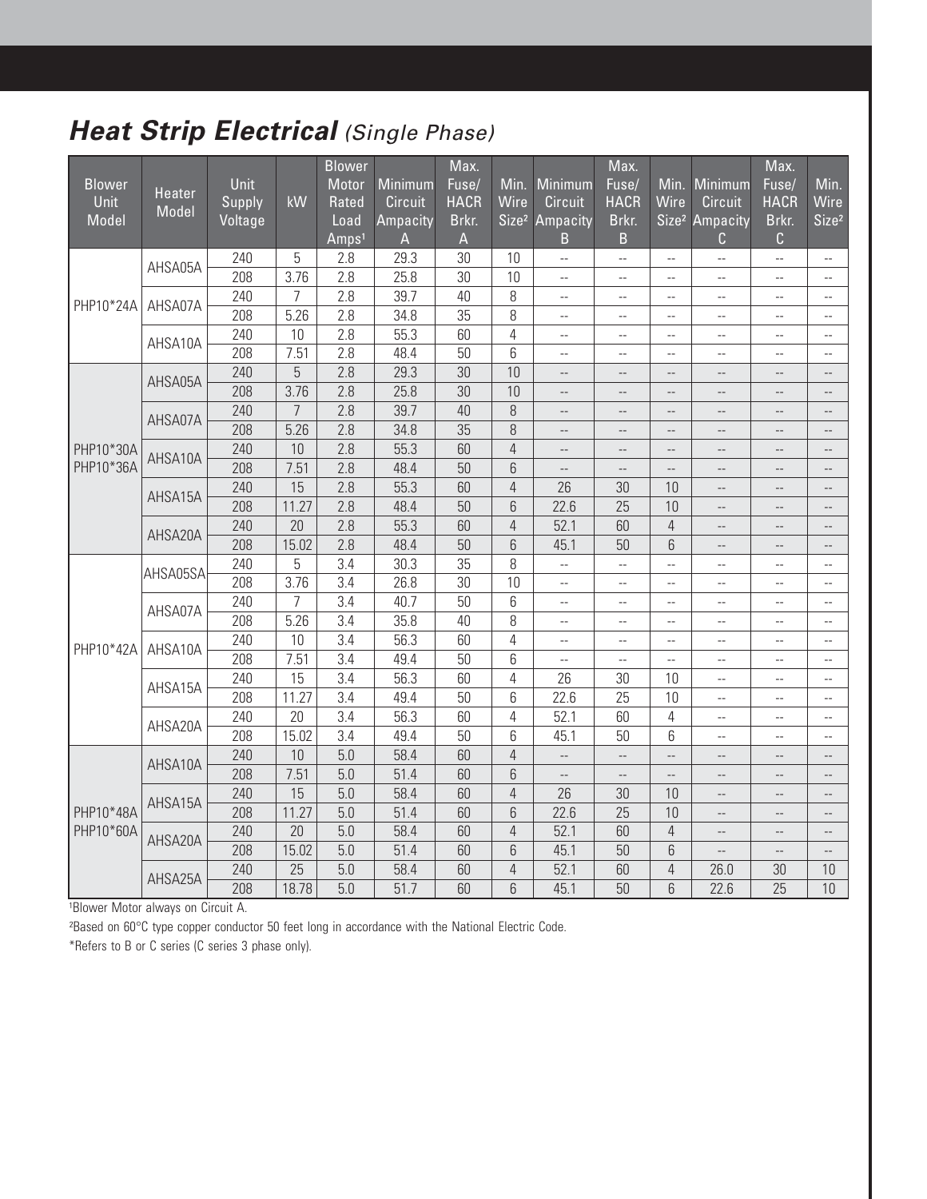## ***Heat Strip Electrical*** *(Single Phase)*

| Blower Unit Model | Heater Model | Unit Supply Voltage | kW | Blower Motor Rated Load Amps[1] | Minimum Circuit Ampacity A | Max. Fuse/ HACR Brkr. A | Min. Wire Size[2] | Minimum Circuit Ampacity B | Max. Fuse/ HACR Brkr. B | Min. Wire Size[2] | Minimum Circuit Ampacity C | Max. Fuse/ HACR Brkr. C | Min. Wire Size[2] |
|---|---|---|---|---|---|---|---|---|---|---|---|---|---|
| PHP10*24A | AHSA05A | 240 | 5 | 2.8 | 29.3 | 30 | 10 | -- | -- | -- | -- | -- | -- |
| | | 208 | 3.76 | 2.8 | 25.8 | 30 | 10 | -- | -- | -- | -- | -- | -- |
| | AHSA07A | 240 | 7 | 2.8 | 39.7 | 40 | 8 | -- | -- | -- | -- | -- | -- |
| | | 208 | 5.26 | 2.8 | 34.8 | 35 | 8 | -- | -- | -- | -- | -- | -- |
| | AHSA10A | 240 | 10 | 2.8 | 55.3 | 60 | 4 | -- | -- | -- | -- | -- | -- |
| | | 208 | 7.51 | 2.8 | 48.4 | 50 | 6 | -- | -- | -- | -- | -- | -- |
| PHP10*30A PHP10*36A | AHSA05A | 240 | 5 | 2.8 | 29.3 | 30 | 10 | -- | -- | -- | -- | -- | -- |
| | | 208 | 3.76 | 2.8 | 25.8 | 30 | 10 | -- | -- | -- | -- | -- | -- |
| | AHSA07A | 240 | 7 | 2.8 | 39.7 | 40 | 8 | -- | -- | -- | -- | -- | -- |
| | | 208 | 5.26 | 2.8 | 34.8 | 35 | 8 | -- | -- | -- | -- | -- | -- |
| | AHSA10A | 240 | 10 | 2.8 | 55.3 | 60 | 4 | -- | -- | -- | -- | -- | -- |
| | | 208 | 7.51 | 2.8 | 48.4 | 50 | 6 | -- | -- | -- | -- | -- | -- |
| | AHSA15A | 240 | 15 | 2.8 | 55.3 | 60 | 4 | 26 | 30 | 10 | -- | -- | -- |
| | | 208 | 11.27 | 2.8 | 48.4 | 50 | 6 | 22.6 | 25 | 10 | -- | -- | -- |
| | AHSA20A | 240 | 20 | 2.8 | 55.3 | 60 | 4 | 52.1 | 60 | 4 | -- | -- | -- |
| | | 208 | 15.02 | 2.8 | 48.4 | 50 | 6 | 45.1 | 50 | 6 | -- | -- | -- |
| PHP10*42A | AHSA05SA | 240 | 5 | 3.4 | 30.3 | 35 | 8 | -- | -- | -- | -- | -- | -- |
| | | 208 | 3.76 | 3.4 | 26.8 | 30 | 10 | -- | -- | -- | -- | -- | -- |
| | AHSA07A | 240 | 7 | 3.4 | 40.7 | 50 | 6 | -- | -- | -- | -- | -- | -- |
| | | 208 | 5.26 | 3.4 | 35.8 | 40 | 8 | -- | -- | -- | -- | -- | -- |
| | AHSA10A | 240 | 10 | 3.4 | 56.3 | 60 | 4 | -- | -- | -- | -- | -- | -- |
| | | 208 | 7.51 | 3.4 | 49.4 | 50 | 6 | -- | -- | -- | -- | -- | -- |
| | AHSA15A | 240 | 15 | 3.4 | 56.3 | 60 | 4 | 26 | 30 | 10 | -- | -- | -- |
| | | 208 | 11.27 | 3.4 | 49.4 | 50 | 6 | 22.6 | 25 | 10 | -- | -- | -- |
| | AHSA20A | 240 | 20 | 3.4 | 56.3 | 60 | 4 | 52.1 | 60 | 4 | -- | -- | -- |
| | | 208 | 15.02 | 3.4 | 49.4 | 50 | 6 | 45.1 | 50 | 6 | -- | -- | -- |
| PHP10*48A PHP10*60A | AHSA10A | 240 | 10 | 5.0 | 58.4 | 60 | 4 | -- | -- | -- | -- | -- | -- |
| | | 208 | 7.51 | 5.0 | 51.4 | 60 | 6 | -- | -- | -- | -- | -- | -- |
| | AHSA15A | 240 | 15 | 5.0 | 58.4 | 60 | 4 | 26 | 30 | 10 | -- | -- | -- |
| | | 208 | 11.27 | 5.0 | 51.4 | 60 | 6 | 22.6 | 25 | 10 | -- | -- | -- |
| | AHSA20A | 240 | 20 | 5.0 | 58.4 | 60 | 4 | 52.1 | 60 | 4 | -- | -- | -- |
| | | 208 | 15.02 | 5.0 | 51.4 | 60 | 6 | 45.1 | 50 | 6 | -- | -- | -- |
| | AHSA25A | 240 | 25 | 5.0 | 58.4 | 60 | 4 | 52.1 | 60 | 4 | 26.0 | 30 | 10 |
| | | 208 | 18.78 | 5.0 | 51.7 | 60 | 6 | 45.1 | 50 | 6 | 22.6 | 25 | 10 |

[1]Blower Motor always on Circuit A.

[2]Based on 60°C type copper conductor 50 feet long in accordance with the National Electric Code.

*Refers to B or C series (C series 3 phase only).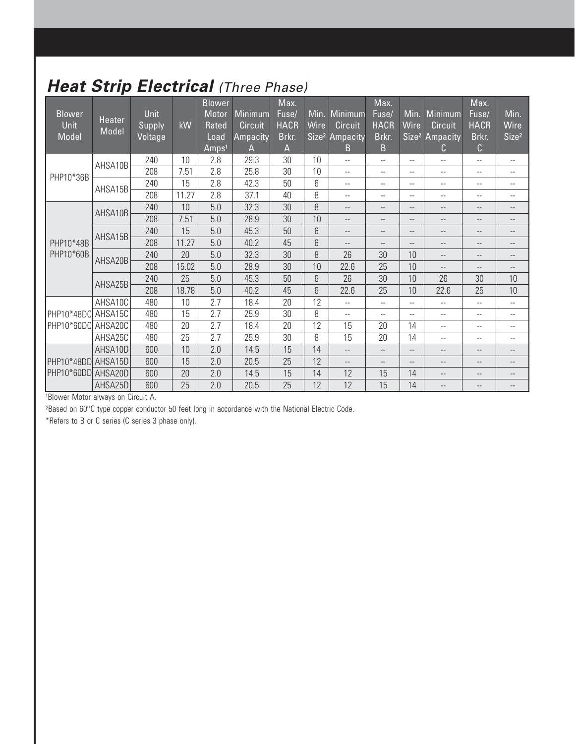## *Heat Strip Electrical (Three Phase)*

| Blower Unit Model | Heater Model | Unit Supply Voltage | kW | Blower Motor Rated Load Amps[1] | Minimum Circuit Ampacity A | Max. Fuse/ HACR Brkr. A | Min. Wire Size[2] | Minimum Circuit Ampacity B | Max. Fuse/ HACR Brkr. B | Min. Wire Size[2] | Minimum Circuit Ampacity C | Max. Fuse/ HACR Brkr. C | Min. Wire Size[2] |
|---|---|---|---|---|---|---|---|---|---|---|---|---|---|
| PHP10*36B | AHSA10B | 240 | 10 | 2.8 | 29.3 | 30 | 10 | -- | -- | -- | -- | -- | -- |
| | | 208 | 7.51 | 2.8 | 25.8 | 30 | 10 | -- | -- | -- | -- | -- | -- |
| | AHSA15B | 240 | 15 | 2.8 | 42.3 | 50 | 6 | -- | -- | -- | -- | -- | -- |
| | | 208 | 11.27 | 2.8 | 37.1 | 40 | 8 | -- | -- | -- | -- | -- | -- |
| PHP10*48B PHP10*60B | AHSA10B | 240 | 10 | 5.0 | 32.3 | 30 | 8 | -- | -- | -- | -- | -- | -- |
| | | 208 | 7.51 | 5.0 | 28.9 | 30 | 10 | -- | -- | -- | -- | -- | -- |
| | AHSA15B | 240 | 15 | 5.0 | 45.3 | 50 | 6 | -- | -- | -- | -- | -- | -- |
| | | 208 | 11.27 | 5.0 | 40.2 | 45 | 6 | -- | -- | -- | -- | -- | -- |
| | AHSA20B | 240 | 20 | 5.0 | 32.3 | 30 | 8 | 26 | 30 | 10 | -- | -- | -- |
| | | 208 | 15.02 | 5.0 | 28.9 | 30 | 10 | 22.6 | 25 | 10 | -- | -- | -- |
| | AHSA25B | 240 | 25 | 5.0 | 45.3 | 50 | 6 | 26 | 30 | 10 | 26 | 30 | 10 |
| | | 208 | 18.78 | 5.0 | 40.2 | 45 | 6 | 22.6 | 25 | 10 | 22.6 | 25 | 10 |
| PHP10*48DC PHP10*60DC | AHSA10C | 480 | 10 | 2.7 | 18.4 | 20 | 12 | -- | -- | -- | -- | -- | -- |
| | AHSA15C | 480 | 15 | 2.7 | 25.9 | 30 | 8 | -- | -- | -- | -- | -- | -- |
| | AHSA20C | 480 | 20 | 2.7 | 18.4 | 20 | 12 | 15 | 20 | 14 | -- | -- | -- |
| | AHSA25C | 480 | 25 | 2.7 | 25.9 | 30 | 8 | 15 | 20 | 14 | -- | -- | -- |
| PHP10*48DD PHP10*60DD | AHSA10D | 600 | 10 | 2.0 | 14.5 | 15 | 14 | -- | -- | -- | -- | -- | -- |
| | AHSA15D | 600 | 15 | 2.0 | 20.5 | 25 | 12 | -- | -- | -- | -- | -- | -- |
| | AHSA20D | 600 | 20 | 2.0 | 14.5 | 15 | 14 | 12 | 15 | 14 | -- | -- | -- |
| | AHSA25D | 600 | 25 | 2.0 | 20.5 | 25 | 12 | 12 | 15 | 14 | -- | -- | -- |

[1]Blower Motor always on Circuit A.

[2]Based on 60°C type copper conductor 50 feet long in accordance with the National Electric Code.

*Refers to B or C series (C series 3 phase only).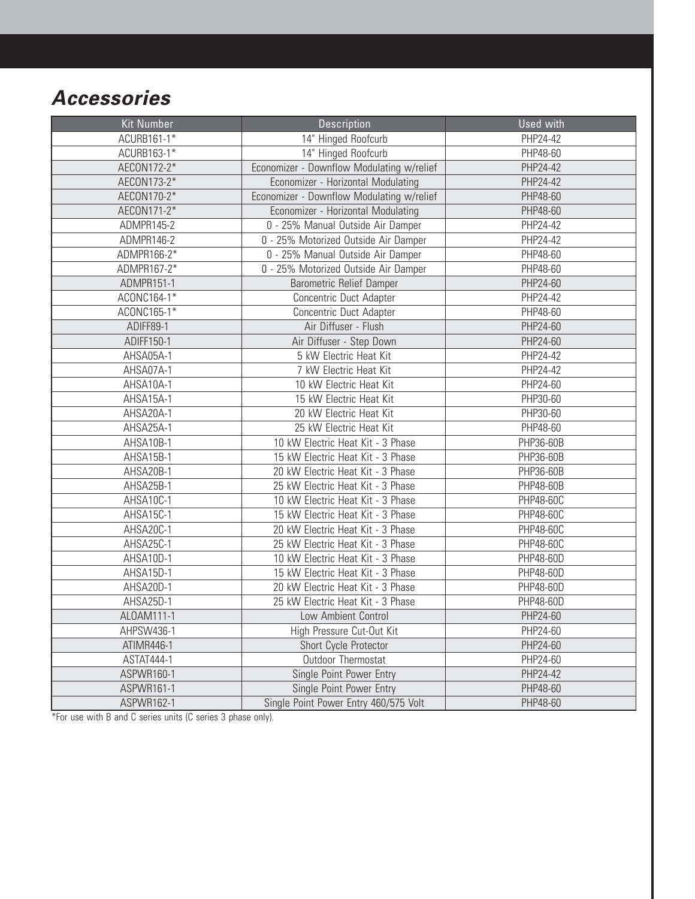## *Accessories*

| Kit Number | Description | Used with |
|---|---|---|
| ACURB161-1* | 14" Hinged Roofcurb | PHP24-42 |
| ACURB163-1* | 14" Hinged Roofcurb | PHP48-60 |
| AECON172-2* | Economizer - Downflow Modulating w/relief | PHP24-42 |
| AECON173-2* | Economizer - Horizontal Modulating | PHP24-42 |
| AECON170-2* | Economizer - Downflow Modulating w/relief | PHP48-60 |
| AECON171-2* | Economizer - Horizontal Modulating | PHP48-60 |
| ADMPR145-2 | 0 - 25% Manual Outside Air Damper | PHP24-42 |
| ADMPR146-2 | 0 - 25% Motorized Outside Air Damper | PHP24-42 |
| ADMPR166-2* | 0 - 25% Manual Outside Air Damper | PHP48-60 |
| ADMPR167-2* | 0 - 25% Motorized Outside Air Damper | PHP48-60 |
| ADMPR151-1 | Barometric Relief Damper | PHP24-60 |
| ACONC164-1* | Concentric Duct Adapter | PHP24-42 |
| ACONC165-1* | Concentric Duct Adapter | PHP48-60 |
| ADIFF89-1 | Air Diffuser - Flush | PHP24-60 |
| ADIFF150-1 | Air Diffuser - Step Down | PHP24-60 |
| AHSA05A-1 | 5 kW Electric Heat Kit | PHP24-42 |
| AHSA07A-1 | 7 kW Electric Heat Kit | PHP24-42 |
| AHSA10A-1 | 10 kW Electric Heat Kit | PHP24-60 |
| AHSA15A-1 | 15 kW Electric Heat Kit | PHP30-60 |
| AHSA20A-1 | 20 kW Electric Heat Kit | PHP30-60 |
| AHSA25A-1 | 25 kW Electric Heat Kit | PHP48-60 |
| AHSA10B-1 | 10 kW Electric Heat Kit - 3 Phase | PHP36-60B |
| AHSA15B-1 | 15 kW Electric Heat Kit - 3 Phase | PHP36-60B |
| AHSA20B-1 | 20 kW Electric Heat Kit - 3 Phase | PHP36-60B |
| AHSA25B-1 | 25 kW Electric Heat Kit - 3 Phase | PHP48-60B |
| AHSA10C-1 | 10 kW Electric Heat Kit - 3 Phase | PHP48-60C |
| AHSA15C-1 | 15 kW Electric Heat Kit - 3 Phase | PHP48-60C |
| AHSA20C-1 | 20 kW Electric Heat Kit - 3 Phase | PHP48-60C |
| AHSA25C-1 | 25 kW Electric Heat Kit - 3 Phase | PHP48-60C |
| AHSA10D-1 | 10 kW Electric Heat Kit - 3 Phase | PHP48-60D |
| AHSA15D-1 | 15 kW Electric Heat Kit - 3 Phase | PHP48-60D |
| AHSA20D-1 | 20 kW Electric Heat Kit - 3 Phase | PHP48-60D |
| AHSA25D-1 | 25 kW Electric Heat Kit - 3 Phase | PHP48-60D |
| ALOAM111-1 | Low Ambient Control | PHP24-60 |
| AHPSW436-1 | High Pressure Cut-Out Kit | PHP24-60 |
| ATIMR446-1 | Short Cycle Protector | PHP24-60 |
| ASTAT444-1 | Outdoor Thermostat | PHP24-60 |
| ASPWR160-1 | Single Point Power Entry | PHP24-42 |
| ASPWR161-1 | Single Point Power Entry | PHP48-60 |
| ASPWR162-1 | Single Point Power Entry 460/575 Volt | PHP48-60 |

*For use with B and C series units (C series 3 phase only).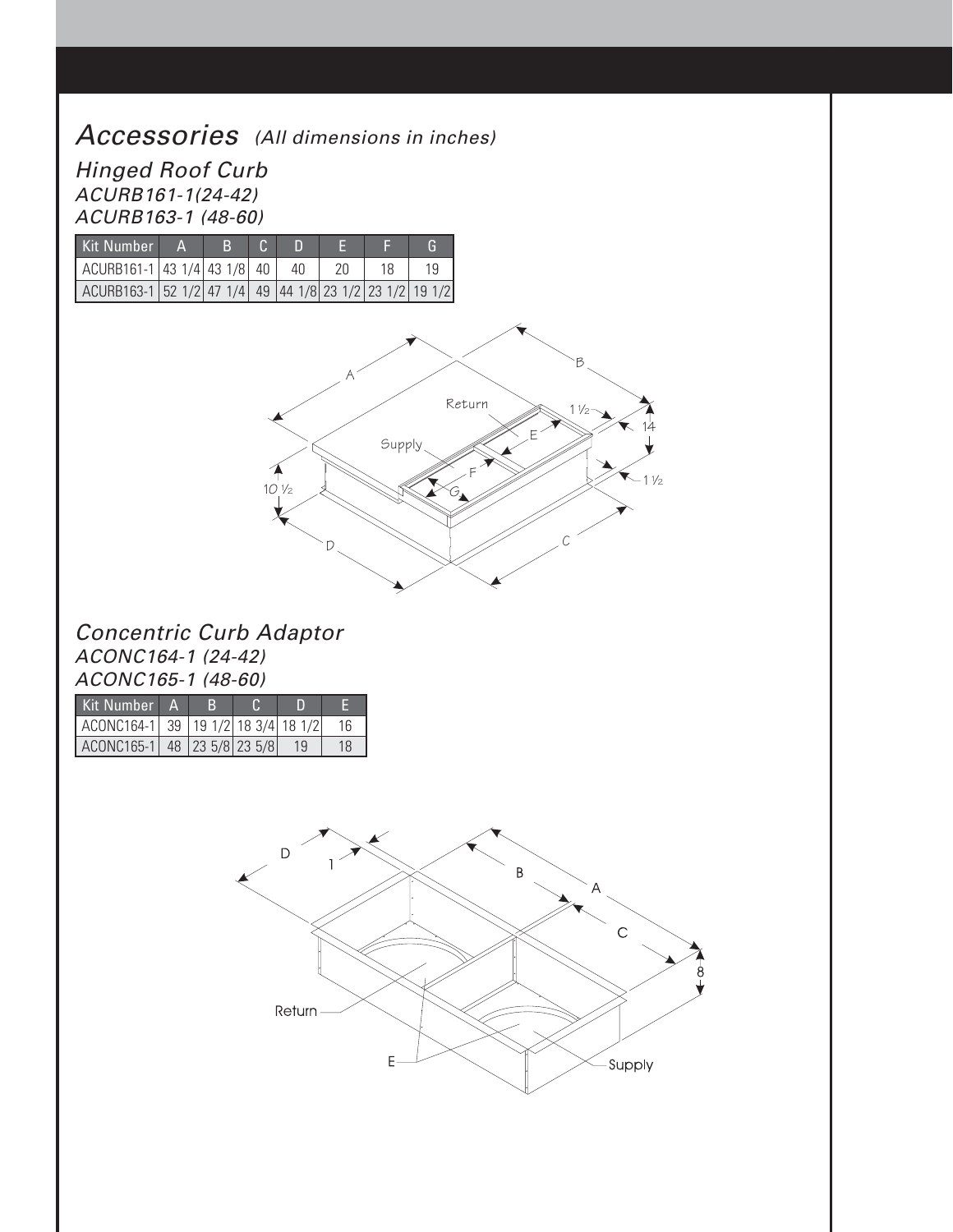# *Accessories* *(All dimensions in inches)*

## *Hinged Roof Curb*

*ACURB161-1(24-42)*
*ACURB163-1 (48-60)*

| Kit Number | A | B | C | D | E | F | G |
|---|---|---|---|---|---|---|---|
| ACURB161-1 | 43 1/4 | 43 1/8 | 40 | 40 | 20 | 18 | 19 |
| ACURB163-1 | 52 1/2 | 47 1/4 | 49 | 44 1/8 | 23 1/2 | 23 1/2 | 19 1/2 |

## *Concentric Curb Adaptor*

*ACONC164-1 (24-42)*
*ACONC165-1 (48-60)*

| Kit Number | A | B | C | D | E |
|---|---|---|---|---|---|
| ACONC164-1 | 39 | 19 1/2 | 18 3/4 | 18 1/2 | 16 |
| ACONC165-1 | 48 | 23 5/8 | 23 5/8 | 19 | 18 |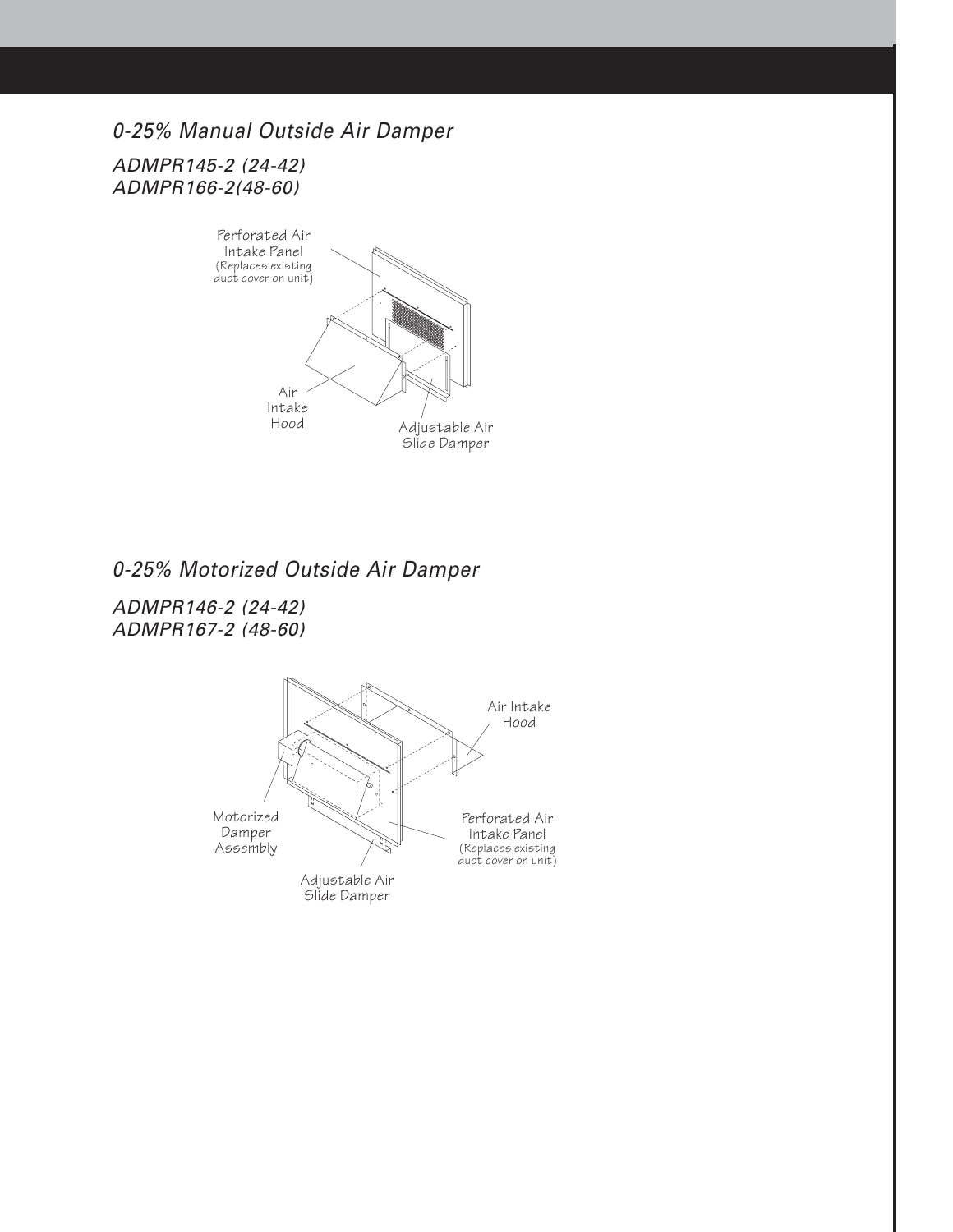## *0-25% Manual Outside Air Damper*

*ADMPR145-2 (24-42)*
*ADMPR166-2(48-60)*

Perforated Air Intake Panel (Replaces existing duct cover on unit)

Air Intake Hood

Adjustable Air Slide Damper

## *0-25% Motorized Outside Air Damper*

*ADMPR146-2 (24-42)*
*ADMPR167-2 (48-60)*

Air Intake Hood

Motorized Damper Assembly

Perforated Air Intake Panel (Replaces existing duct cover on unit)

Adjustable Air Slide Damper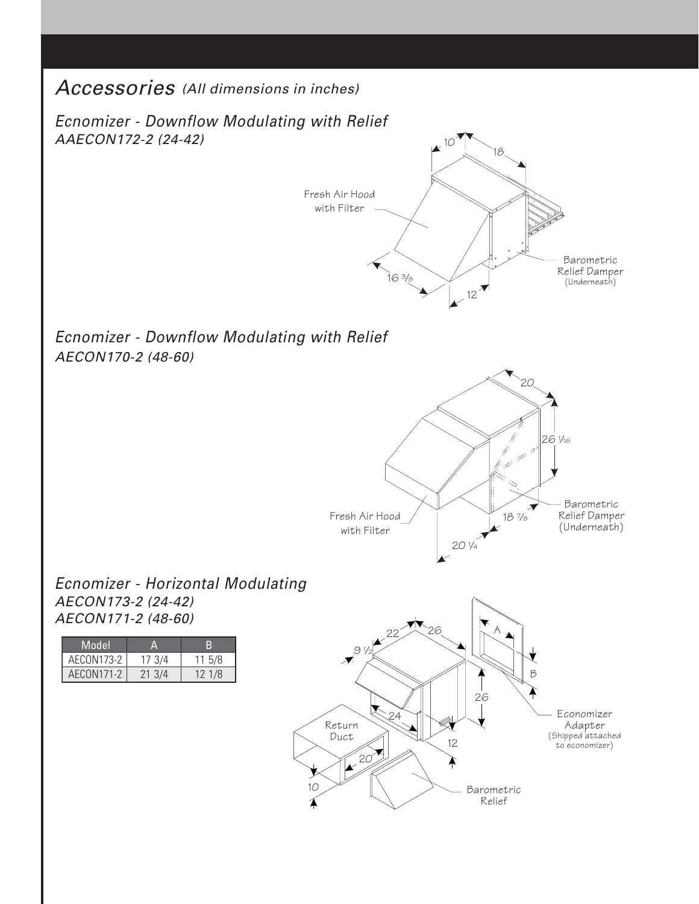## *Accessories* *(All dimensions in inches)*

### *Ecnomizer - Downflow Modulating with Relief*
***AAECON172-2 (24-42)***

Fresh Air Hood with Filter

10 18

16 3/8 12

Barometric Relief Damper (Underneath)

### *Ecnomizer - Downflow Modulating with Relief*
***AECON170-2 (48-60)***

20

26 1/16

Fresh Air Hood with Filter

18 7/8

Barometric Relief Damper (Underneath)

20 1/4

### *Ecnomizer - Horizontal Modulating*
***AECON173-2 (24-42)***
***AECON171-2 (48-60)***

| Model | A | B |
|---|---|---|
| AECON173-2 | 17 3/4 | 11 5/8 |
| AECON171-2 | 21 3/4 | 12 1/8 |

9 1/2 22 26

A

B

26

24

Return Duct

20

12

10

Economizer Adapter (Shipped attached to economizer)

Barometric Relief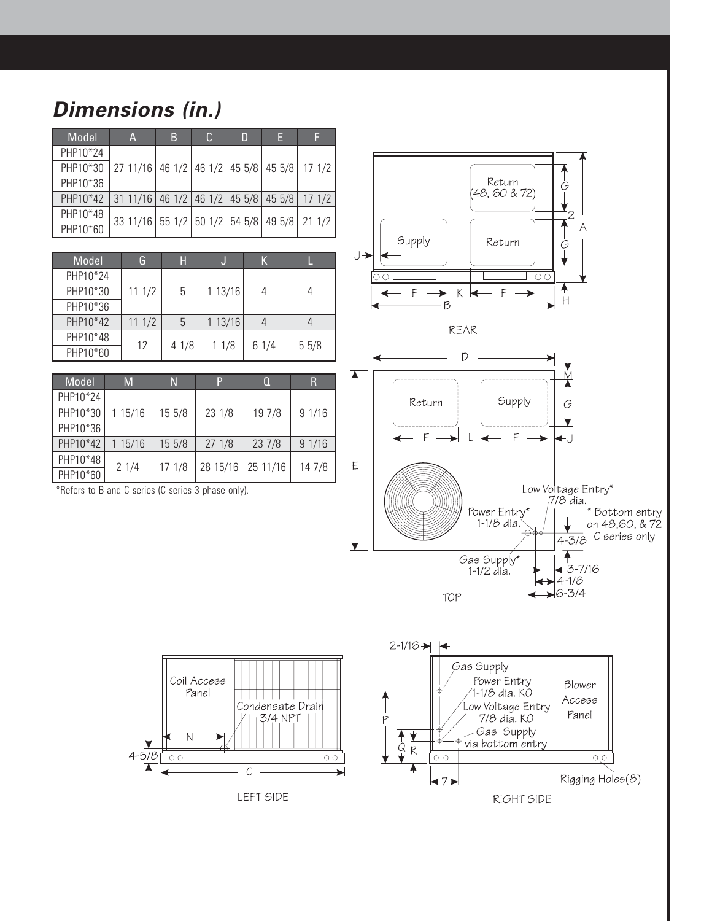## *Dimensions (in.)*

| Model | A | B | C | D | E | F |
|---|---|---|---|---|---|---|
| PHP10*24 | 27 11/16 | 46 1/2 | 46 1/2 | 45 5/8 | 45 5/8 | 17 1/2 |
| PHP10*30 | | | | | | |
| PHP10*36 | | | | | | |
| PHP10*42 | 31 11/16 | 46 1/2 | 46 1/2 | 45 5/8 | 45 5/8 | 17 1/2 |
| PHP10*48 | 33 11/16 | 55 1/2 | 50 1/2 | 54 5/8 | 49 5/8 | 21 1/2 |
| PHP10*60 | | | | | | |

| Model | G | H | J | K | L |
|---|---|---|---|---|---|
| PHP10*24 | 11 1/2 | 5 | 1 13/16 | 4 | 4 |
| PHP10*30 | | | | | |
| PHP10*36 | | | | | |
| PHP10*42 | 11 1/2 | 5 | 1 13/16 | 4 | 4 |
| PHP10*48 | 12 | 4 1/8 | 1 1/8 | 6 1/4 | 5 5/8 |
| PHP10*60 | | | | | |

| Model | M | N | P | Q | R |
|---|---|---|---|---|---|
| PHP10*24 | 1 15/16 | 15 5/8 | 23 1/8 | 19 7/8 | 9 1/16 |
| PHP10*30 | | | | | |
| PHP10*36 | | | | | |
| PHP10*42 | 1 15/16 | 15 5/8 | 27 1/8 | 23 7/8 | 9 1/16 |
| PHP10*48 | 2 1/4 | 17 1/8 | 28 15/16 | 25 11/16 | 14 7/8 |
| PHP10*60 | | | | | |

*Refers to B and C series (C series 3 phase only).

REAR

Supply, Return, Return (48, 60 & 72)

TOP

Return, Supply

Low Voltage Entry* 7/8 dia.

Power Entry* 1-1/8 dia.

Gas Supply* 1-1/2 dia.

* Bottom entry on 48,60, & 72 C series only

4-3/8, 3-7/16, 4-1/8, 6-3/4

LEFT SIDE

Coil Access Panel

Condensate Drain 3/4 NPT

4-5/8

RIGHT SIDE

2-1/16

Gas Supply

Power Entry 1-1/8 dia. KO

Low Voltage Entry 7/8 dia. KO

Gas Supply via bottom entry

Blower Access Panel

7

Rigging Holes(8)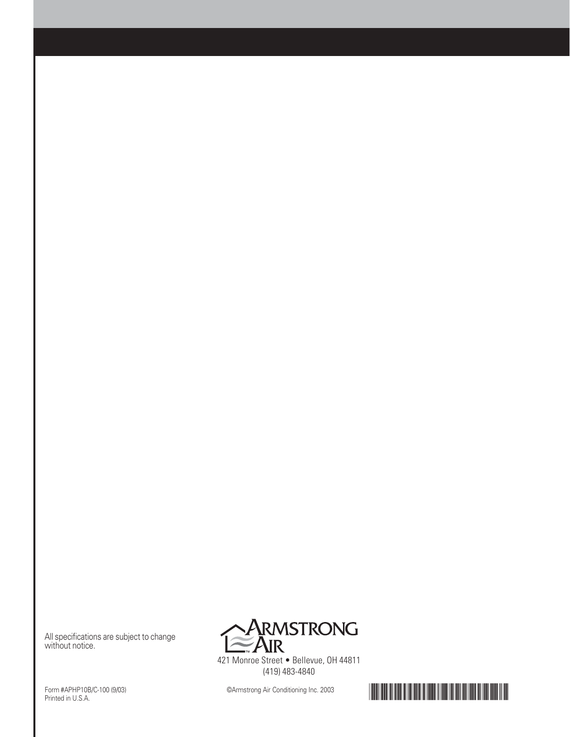All specifications are subject to change without notice.

ARMSTRONG AIR™

421 Monroe Street • Bellevue, OH 44811
(419) 483-4840

Form #APHP10B/C-100 (9/03)
Printed in U.S.A.

©Armstrong Air Conditioning Inc. 2003